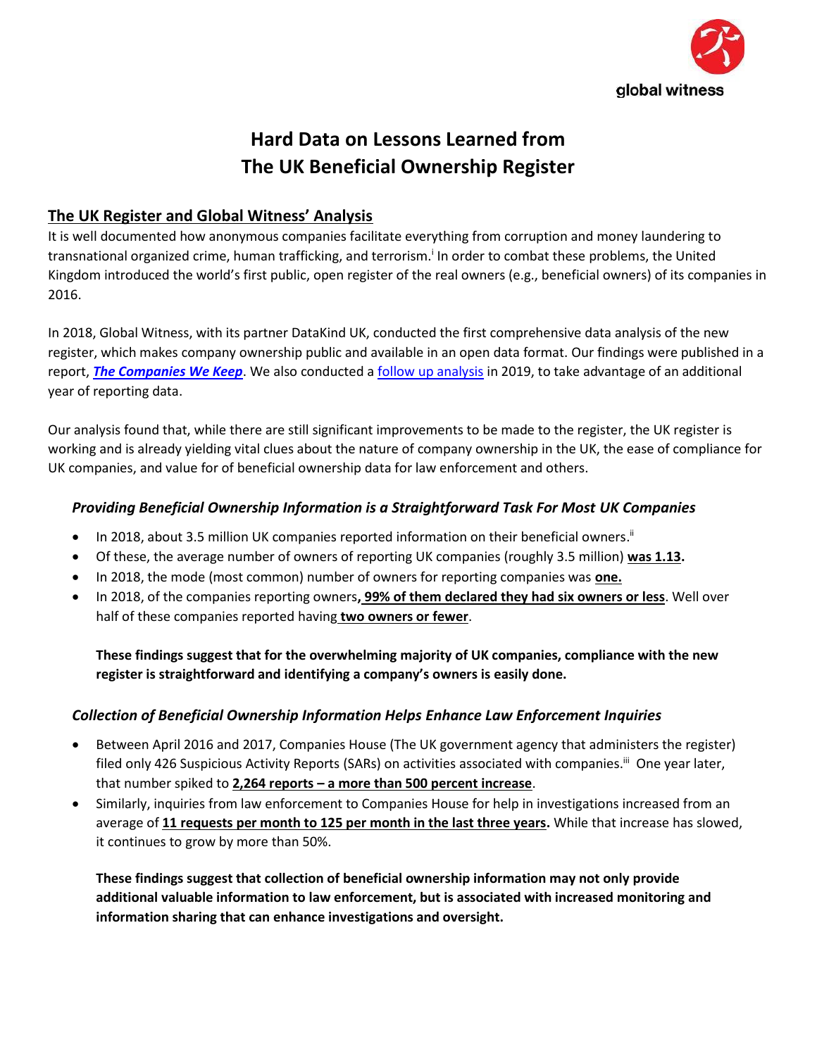global witness

# Hard Data on Lessons Learned from The UK Beneficial Ownership Register

## The UK Register and Global Witness' Analysis

It is well documented how anonymous companies facilitate everything from corruption and money laundering to transnational organized crime, human trafficking, and terrorism.[i] In order to combat these problems, the United Kingdom introduced the world's first public, open register of the real owners (e.g., beneficial owners) of its companies in 2016.

In 2018, Global Witness, with its partner DataKind UK, conducted the first comprehensive data analysis of the new register, which makes company ownership public and available in an open data format. Our findings were published in a report, ***The Companies We Keep***. We also conducted a follow up analysis in 2019, to take advantage of an additional year of reporting data.

Our analysis found that, while there are still significant improvements to be made to the register, the UK register is working and is already yielding vital clues about the nature of company ownership in the UK, the ease of compliance for UK companies, and value for of beneficial ownership data for law enforcement and others.

### *Providing Beneficial Ownership Information is a Straightforward Task For Most UK Companies*

- In 2018, about 3.5 million UK companies reported information on their beneficial owners.[ii]
- Of these, the average number of owners of reporting UK companies (roughly 3.5 million) **was 1.13.**
- In 2018, the mode (most common) number of owners for reporting companies was **one.**
- In 2018, of the companies reporting owners**, 99% of them declared they had six owners or less**. Well over half of these companies reported having **two owners or fewer**.

**These findings suggest that for the overwhelming majority of UK companies, compliance with the new register is straightforward and identifying a company's owners is easily done.**

### *Collection of Beneficial Ownership Information Helps Enhance Law Enforcement Inquiries*

- Between April 2016 and 2017, Companies House (The UK government agency that administers the register) filed only 426 Suspicious Activity Reports (SARs) on activities associated with companies.[iii] One year later, that number spiked to **2,264 reports – a more than 500 percent increase**.
- Similarly, inquiries from law enforcement to Companies House for help in investigations increased from an average of **11 requests per month to 125 per month in the last three years.** While that increase has slowed, it continues to grow by more than 50%.

**These findings suggest that collection of beneficial ownership information may not only provide additional valuable information to law enforcement, but is associated with increased monitoring and information sharing that can enhance investigations and oversight.**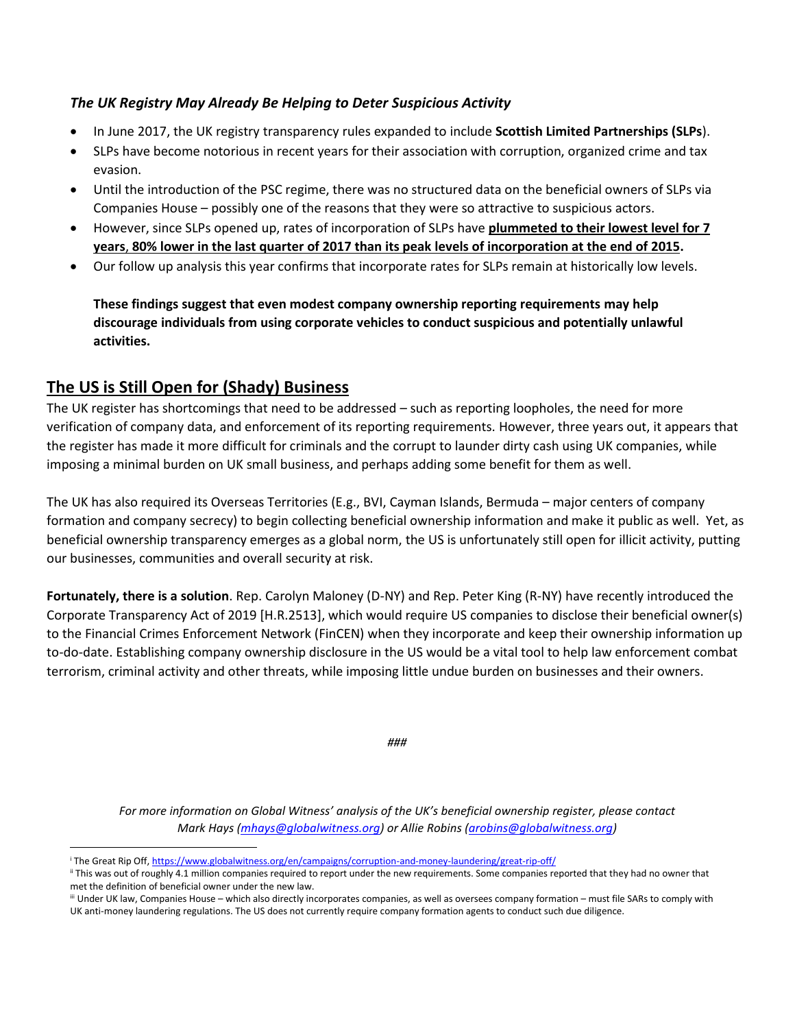### *The UK Registry May Already Be Helping to Deter Suspicious Activity*

- In June 2017, the UK registry transparency rules expanded to include **Scottish Limited Partnerships (SLPs**).
- SLPs have become notorious in recent years for their association with corruption, organized crime and tax evasion.
- Until the introduction of the PSC regime, there was no structured data on the beneficial owners of SLPs via Companies House – possibly one of the reasons that they were so attractive to suspicious actors.
- However, since SLPs opened up, rates of incorporation of SLPs have **plummeted to their lowest level for 7 years**, **80% lower in the last quarter of 2017 than its peak levels of incorporation at the end of 2015.**
- Our follow up analysis this year confirms that incorporate rates for SLPs remain at historically low levels.

**These findings suggest that even modest company ownership reporting requirements may help discourage individuals from using corporate vehicles to conduct suspicious and potentially unlawful activities.**

## The US is Still Open for (Shady) Business

The UK register has shortcomings that need to be addressed – such as reporting loopholes, the need for more verification of company data, and enforcement of its reporting requirements. However, three years out, it appears that the register has made it more difficult for criminals and the corrupt to launder dirty cash using UK companies, while imposing a minimal burden on UK small business, and perhaps adding some benefit for them as well.

The UK has also required its Overseas Territories (E.g., BVI, Cayman Islands, Bermuda – major centers of company formation and company secrecy) to begin collecting beneficial ownership information and make it public as well. Yet, as beneficial ownership transparency emerges as a global norm, the US is unfortunately still open for illicit activity, putting our businesses, communities and overall security at risk.

**Fortunately, there is a solution**. Rep. Carolyn Maloney (D-NY) and Rep. Peter King (R-NY) have recently introduced the Corporate Transparency Act of 2019 [H.R.2513], which would require US companies to disclose their beneficial owner(s) to the Financial Crimes Enforcement Network (FinCEN) when they incorporate and keep their ownership information up to-do-date. Establishing company ownership disclosure in the US would be a vital tool to help law enforcement combat terrorism, criminal activity and other threats, while imposing little undue burden on businesses and their owners.

*###*

*For more information on Global Witness' analysis of the UK's beneficial ownership register, please contact Mark Hays (mhays@globalwitness.org) or Allie Robins (arobins@globalwitness.org)*

---

[i] The Great Rip Off, https://www.globalwitness.org/en/campaigns/corruption-and-money-laundering/great-rip-off/

[ii] This was out of roughly 4.1 million companies required to report under the new requirements. Some companies reported that they had no owner that met the definition of beneficial owner under the new law.

[iii] Under UK law, Companies House – which also directly incorporates companies, as well as oversees company formation – must file SARs to comply with UK anti-money laundering regulations. The US does not currently require company formation agents to conduct such due diligence.